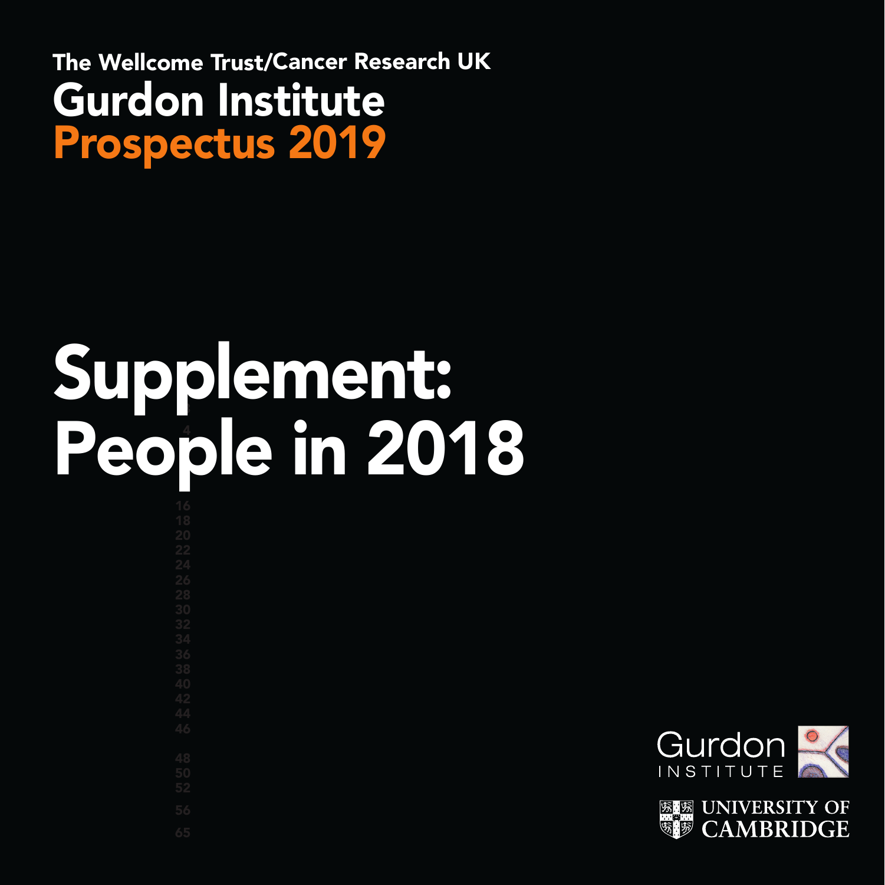The Wellcome Trust/Cancer Research UK

# Gurdon Institute
# Prospectus 2019

# Supplement: People in 2018

Gurdon INSTITUTE

UNIVERSITY OF CAMBRIDGE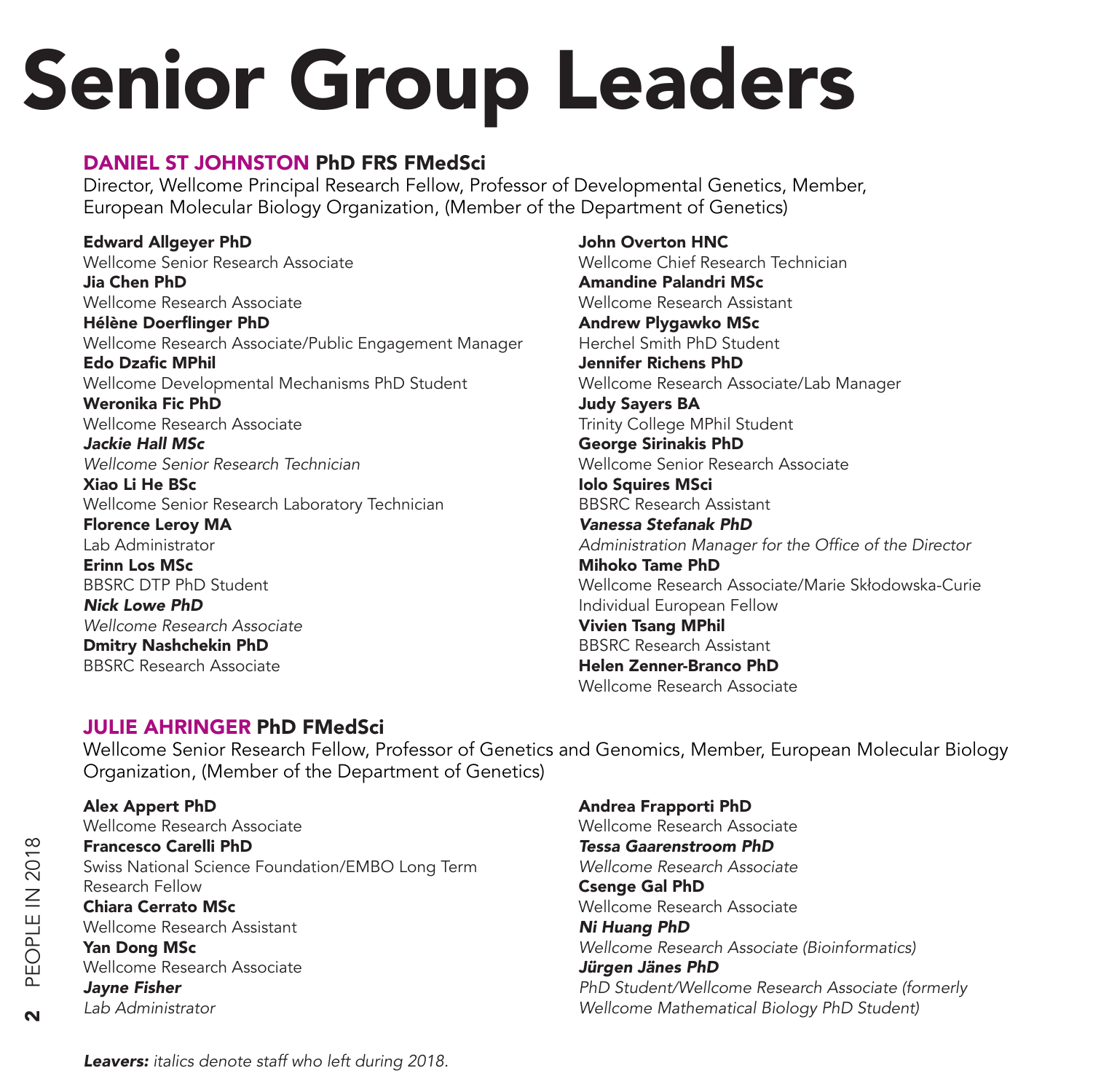# Senior Group Leaders

## DANIEL ST JOHNSTON PhD FRS FMedSci

Director, Wellcome Principal Research Fellow, Professor of Developmental Genetics, Member, European Molecular Biology Organization, (Member of the Department of Genetics)

**Edward Allgeyer PhD**
Wellcome Senior Research Associate
**Jia Chen PhD**
Wellcome Research Associate
**Hélène Doerflinger PhD**
Wellcome Research Associate/Public Engagement Manager
**Edo Dzafic MPhil**
Wellcome Developmental Mechanisms PhD Student
**Weronika Fic PhD**
Wellcome Research Associate
***Jackie Hall MSc***
*Wellcome Senior Research Technician*
**Xiao Li He BSc**
Wellcome Senior Research Laboratory Technician
**Florence Leroy MA**
Lab Administrator
**Erinn Los MSc**
BBSRC DTP PhD Student
***Nick Lowe PhD***
*Wellcome Research Associate*
**Dmitry Nashchekin PhD**
BBSRC Research Associate
**John Overton HNC**
Wellcome Chief Research Technician
**Amandine Palandri MSc**
Wellcome Research Assistant
**Andrew Plygawko MSc**
Herchel Smith PhD Student
**Jennifer Richens PhD**
Wellcome Research Associate/Lab Manager
**Judy Sayers BA**
Trinity College MPhil Student
**George Sirinakis PhD**
Wellcome Senior Research Associate
**Iolo Squires MSci**
BBSRC Research Assistant
***Vanessa Stefanak PhD***
*Administration Manager for the Office of the Director*
**Mihoko Tame PhD**
Wellcome Research Associate/Marie Skłodowska-Curie Individual European Fellow
**Vivien Tsang MPhil**
BBSRC Research Assistant
**Helen Zenner-Branco PhD**
Wellcome Research Associate

## JULIE AHRINGER PhD FMedSci

Wellcome Senior Research Fellow, Professor of Genetics and Genomics, Member, European Molecular Biology Organization, (Member of the Department of Genetics)

**Alex Appert PhD**
Wellcome Research Associate
**Francesco Carelli PhD**
Swiss National Science Foundation/EMBO Long Term Research Fellow
**Chiara Cerrato MSc**
Wellcome Research Assistant
**Yan Dong MSc**
Wellcome Research Associate
***Jayne Fisher***
*Lab Administrator*
**Andrea Frapporti PhD**
Wellcome Research Associate
***Tessa Gaarenstroom PhD***
*Wellcome Research Associate*
**Csenge Gal PhD**
Wellcome Research Associate
***Ni Huang PhD***
*Wellcome Research Associate (Bioinformatics)*
***Jürgen Jänes PhD***
*PhD Student/Wellcome Research Associate (formerly Wellcome Mathematical Biology PhD Student)*

***Leavers:*** *italics denote staff who left during 2018.*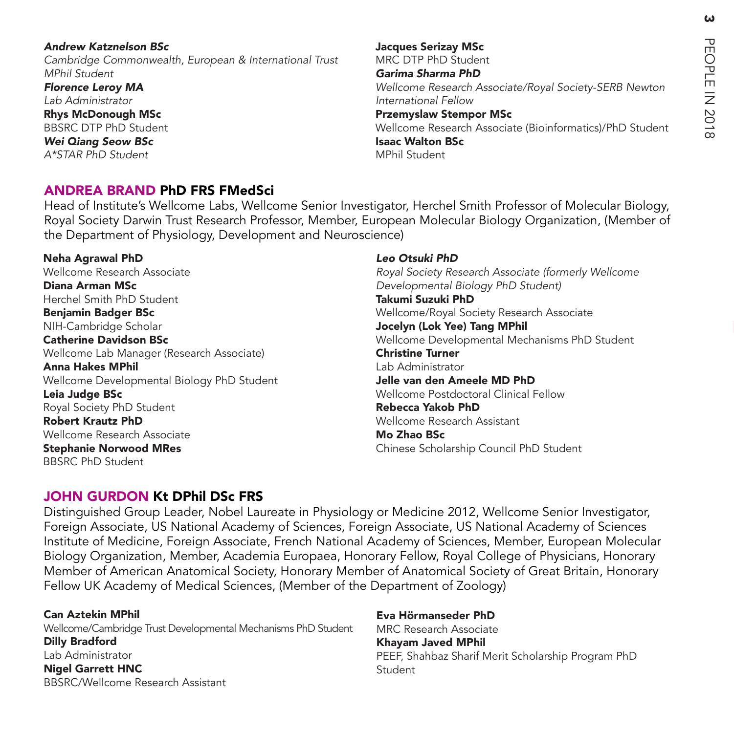***Andrew Katznelson BSc***
*Cambridge Commonwealth, European & International Trust MPhil Student*
***Florence Leroy MA***
*Lab Administrator*
**Rhys McDonough MSc**
BBSRC DTP PhD Student
***Wei Qiang Seow BSc***
*A*STAR PhD Student*
**Jacques Serizay MSc**
MRC DTP PhD Student
***Garima Sharma PhD***
*Wellcome Research Associate/Royal Society-SERB Newton International Fellow*
**Przemyslaw Stempor MSc**
Wellcome Research Associate (Bioinformatics)/PhD Student
**Isaac Walton BSc**
MPhil Student

## ANDREA BRAND PhD FRS FMedSci

Head of Institute's Wellcome Labs, Wellcome Senior Investigator, Herchel Smith Professor of Molecular Biology, Royal Society Darwin Trust Research Professor, Member, European Molecular Biology Organization, (Member of the Department of Physiology, Development and Neuroscience)

**Neha Agrawal PhD**
Wellcome Research Associate
**Diana Arman MSc**
Herchel Smith PhD Student
**Benjamin Badger BSc**
NIH-Cambridge Scholar
**Catherine Davidson BSc**
Wellcome Lab Manager (Research Associate)
**Anna Hakes MPhil**
Wellcome Developmental Biology PhD Student
**Leia Judge BSc**
Royal Society PhD Student
**Robert Krautz PhD**
Wellcome Research Associate
**Stephanie Norwood MRes**
BBSRC PhD Student
***Leo Otsuki PhD***
*Royal Society Research Associate (formerly Wellcome Developmental Biology PhD Student)*
**Takumi Suzuki PhD**
Wellcome/Royal Society Research Associate
**Jocelyn (Lok Yee) Tang MPhil**
Wellcome Developmental Mechanisms PhD Student
**Christine Turner**
Lab Administrator
**Jelle van den Ameele MD PhD**
Wellcome Postdoctoral Clinical Fellow
**Rebecca Yakob PhD**
Wellcome Research Assistant
**Mo Zhao BSc**
Chinese Scholarship Council PhD Student

## JOHN GURDON Kt DPhil DSc FRS

Distinguished Group Leader, Nobel Laureate in Physiology or Medicine 2012, Wellcome Senior Investigator, Foreign Associate, US National Academy of Sciences, Foreign Associate, US National Academy of Sciences Institute of Medicine, Foreign Associate, French National Academy of Sciences, Member, European Molecular Biology Organization, Member, Academia Europaea, Honorary Fellow, Royal College of Physicians, Honorary Member of American Anatomical Society, Honorary Member of Anatomical Society of Great Britain, Honorary Fellow UK Academy of Medical Sciences, (Member of the Department of Zoology)

**Can Aztekin MPhil**
Wellcome/Cambridge Trust Developmental Mechanisms PhD Student
**Dilly Bradford**
Lab Administrator
**Nigel Garrett HNC**
BBSRC/Wellcome Research Assistant
**Eva Hörmanseder PhD**
MRC Research Associate
**Khayam Javed MPhil**
PEEF, Shahbaz Sharif Merit Scholarship Program PhD Student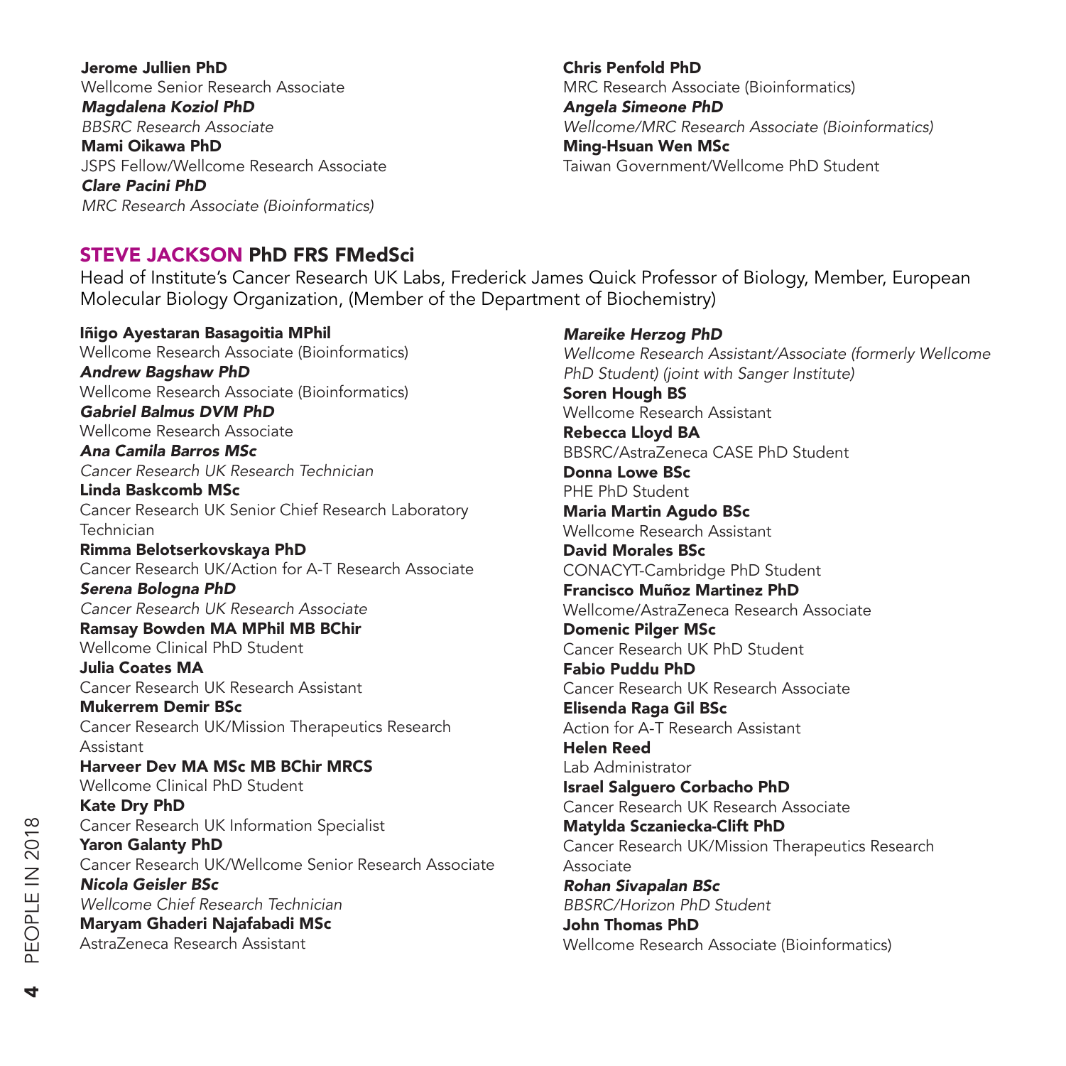**Jerome Jullien PhD**
Wellcome Senior Research Associate
***Magdalena Koziol PhD***
*BBSRC Research Associate*
**Mami Oikawa PhD**
JSPS Fellow/Wellcome Research Associate
***Clare Pacini PhD***
*MRC Research Associate (Bioinformatics)*
**Chris Penfold PhD**
MRC Research Associate (Bioinformatics)
***Angela Simeone PhD***
*Wellcome/MRC Research Associate (Bioinformatics)*
**Ming-Hsuan Wen MSc**
Taiwan Government/Wellcome PhD Student

## STEVE JACKSON PhD FRS FMedSci

Head of Institute's Cancer Research UK Labs, Frederick James Quick Professor of Biology, Member, European Molecular Biology Organization, (Member of the Department of Biochemistry)

**Iñigo Ayestaran Basagoitia MPhil**
Wellcome Research Associate (Bioinformatics)
***Andrew Bagshaw PhD***
Wellcome Research Associate (Bioinformatics)
***Gabriel Balmus DVM PhD***
Wellcome Research Associate
***Ana Camila Barros MSc***
*Cancer Research UK Research Technician*
**Linda Baskcomb MSc**
Cancer Research UK Senior Chief Research Laboratory Technician
**Rimma Belotserkovskaya PhD**
Cancer Research UK/Action for A-T Research Associate
***Serena Bologna PhD***
*Cancer Research UK Research Associate*
**Ramsay Bowden MA MPhil MB BChir**
Wellcome Clinical PhD Student
**Julia Coates MA**
Cancer Research UK Research Assistant
**Mukerrem Demir BSc**
Cancer Research UK/Mission Therapeutics Research Assistant
**Harveer Dev MA MSc MB BChir MRCS**
Wellcome Clinical PhD Student
**Kate Dry PhD**
Cancer Research UK Information Specialist
**Yaron Galanty PhD**
Cancer Research UK/Wellcome Senior Research Associate
***Nicola Geisler BSc***
*Wellcome Chief Research Technician*
**Maryam Ghaderi Najafabadi MSc**
AstraZeneca Research Assistant
***Mareike Herzog PhD***
*Wellcome Research Assistant/Associate (formerly Wellcome PhD Student) (joint with Sanger Institute)*
**Soren Hough BS**
Wellcome Research Assistant
**Rebecca Lloyd BA**
BBSRC/AstraZeneca CASE PhD Student
**Donna Lowe BSc**
PHE PhD Student
**Maria Martin Agudo BSc**
Wellcome Research Assistant
**David Morales BSc**
CONACYT-Cambridge PhD Student
**Francisco Muñoz Martinez PhD**
Wellcome/AstraZeneca Research Associate
**Domenic Pilger MSc**
Cancer Research UK PhD Student
**Fabio Puddu PhD**
Cancer Research UK Research Associate
**Elisenda Raga Gil BSc**
Action for A-T Research Assistant
**Helen Reed**
Lab Administrator
**Israel Salguero Corbacho PhD**
Cancer Research UK Research Associate
**Matylda Sczaniecka-Clift PhD**
Cancer Research UK/Mission Therapeutics Research Associate
***Rohan Sivapalan BSc***
*BBSRC/Horizon PhD Student*
**John Thomas PhD**
Wellcome Research Associate (Bioinformatics)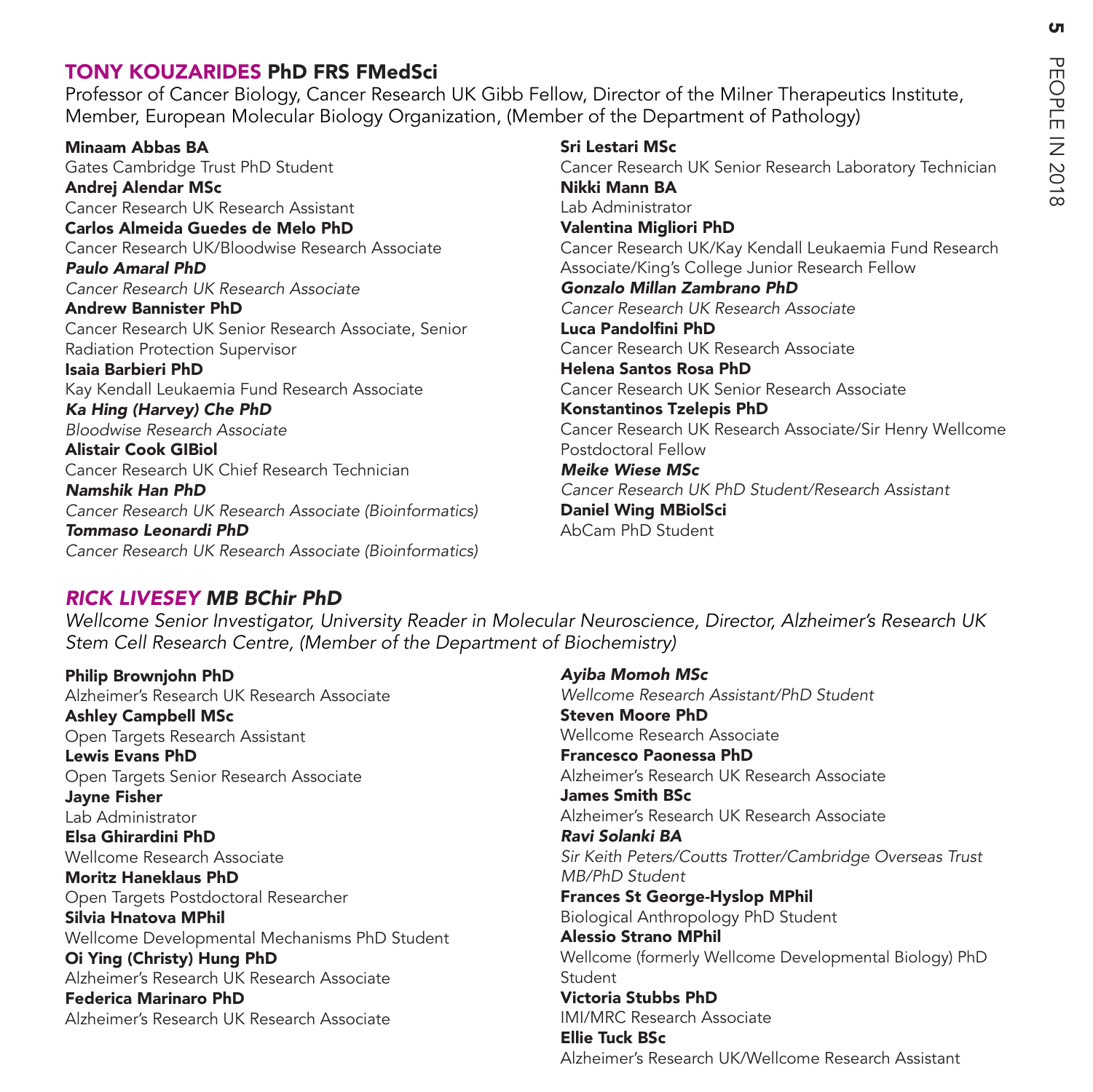## TONY KOUZARIDES PhD FRS FMedSci

Professor of Cancer Biology, Cancer Research UK Gibb Fellow, Director of the Milner Therapeutics Institute, Member, European Molecular Biology Organization, (Member of the Department of Pathology)

**Minaam Abbas BA**
Gates Cambridge Trust PhD Student

**Andrej Alendar MSc**
Cancer Research UK Research Assistant

**Carlos Almeida Guedes de Melo PhD**
Cancer Research UK/Bloodwise Research Associate

***Paulo Amaral PhD***
*Cancer Research UK Research Associate*

**Andrew Bannister PhD**
Cancer Research UK Senior Research Associate, Senior Radiation Protection Supervisor

**Isaia Barbieri PhD**
Kay Kendall Leukaemia Fund Research Associate

***Ka Hing (Harvey) Che PhD***
*Bloodwise Research Associate*

**Alistair Cook GIBiol**
Cancer Research UK Chief Research Technician

***Namshik Han PhD***
*Cancer Research UK Research Associate (Bioinformatics)*

***Tommaso Leonardi PhD***
*Cancer Research UK Research Associate (Bioinformatics)*

**Sri Lestari MSc**
Cancer Research UK Senior Research Laboratory Technician

**Nikki Mann BA**
Lab Administrator

**Valentina Migliori PhD**
Cancer Research UK/Kay Kendall Leukaemia Fund Research Associate/King's College Junior Research Fellow

***Gonzalo Millan Zambrano PhD***
*Cancer Research UK Research Associate*

**Luca Pandolfini PhD**
Cancer Research UK Research Associate

**Helena Santos Rosa PhD**
Cancer Research UK Senior Research Associate

**Konstantinos Tzelepis PhD**
Cancer Research UK Research Associate/Sir Henry Wellcome Postdoctoral Fellow

***Meike Wiese MSc***
*Cancer Research UK PhD Student/Research Assistant*

**Daniel Wing MBiolSci**
AbCam PhD Student

## *RICK LIVESEY MB BChir PhD*

*Wellcome Senior Investigator, University Reader in Molecular Neuroscience, Director, Alzheimer's Research UK Stem Cell Research Centre, (Member of the Department of Biochemistry)*

**Philip Brownjohn PhD**
Alzheimer's Research UK Research Associate

**Ashley Campbell MSc**
Open Targets Research Assistant

**Lewis Evans PhD**
Open Targets Senior Research Associate

**Jayne Fisher**
Lab Administrator

**Elsa Ghirardini PhD**
Wellcome Research Associate

**Moritz Haneklaus PhD**
Open Targets Postdoctoral Researcher

**Silvia Hnatova MPhil**
Wellcome Developmental Mechanisms PhD Student

**Oi Ying (Christy) Hung PhD**
Alzheimer's Research UK Research Associate

**Federica Marinaro PhD**
Alzheimer's Research UK Research Associate

***Ayiba Momoh MSc***
*Wellcome Research Assistant/PhD Student*

**Steven Moore PhD**
Wellcome Research Associate

**Francesco Paonessa PhD**
Alzheimer's Research UK Research Associate

**James Smith BSc**
Alzheimer's Research UK Research Associate

***Ravi Solanki BA***
*Sir Keith Peters/Coutts Trotter/Cambridge Overseas Trust MB/PhD Student*

**Frances St George-Hyslop MPhil**
Biological Anthropology PhD Student

**Alessio Strano MPhil**
Wellcome (formerly Wellcome Developmental Biology) PhD Student

**Victoria Stubbs PhD**
IMI/MRC Research Associate

**Ellie Tuck BSc**
Alzheimer's Research UK/Wellcome Research Assistant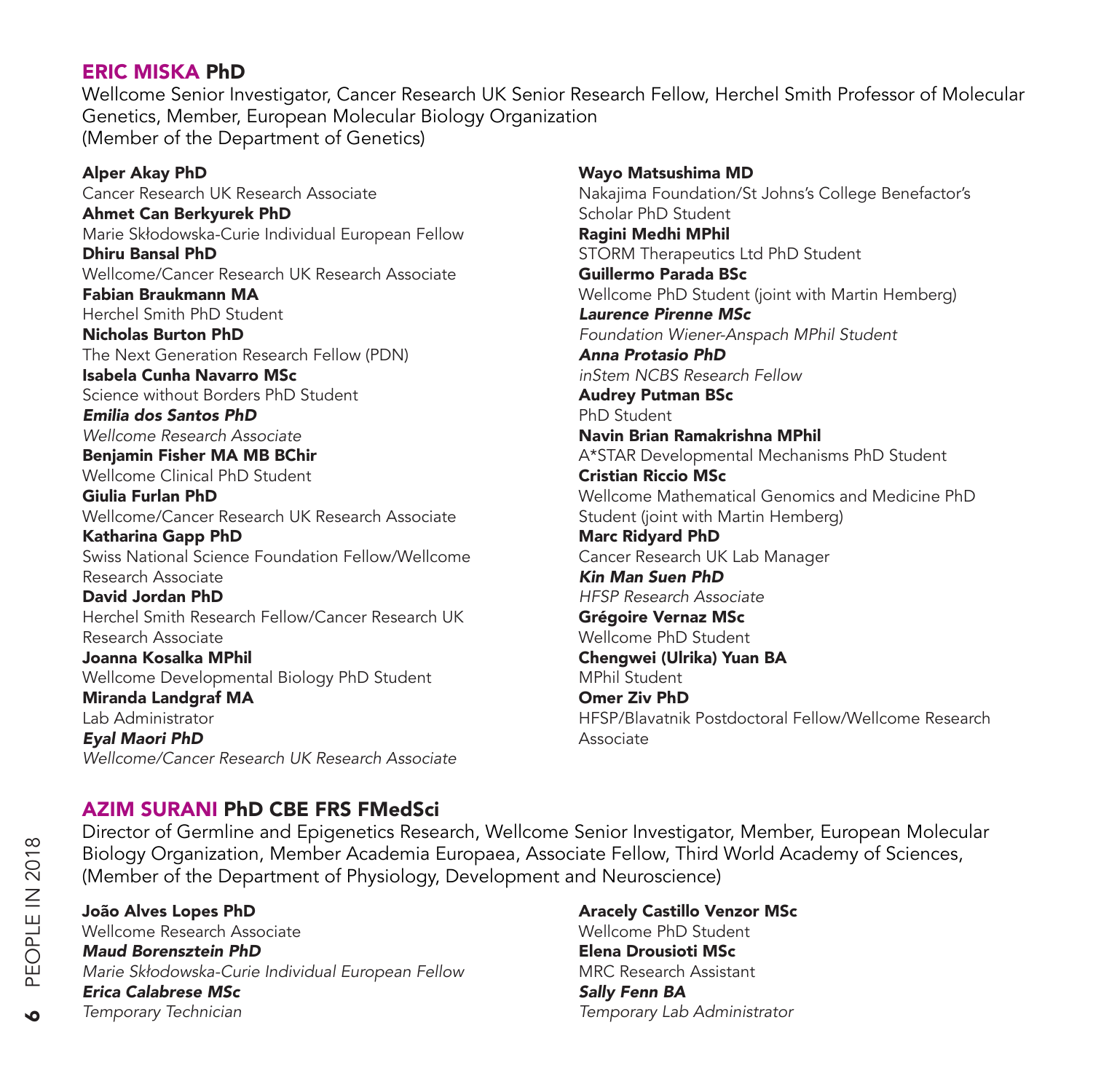## ERIC MISKA PhD

Wellcome Senior Investigator, Cancer Research UK Senior Research Fellow, Herchel Smith Professor of Molecular Genetics, Member, European Molecular Biology Organization
(Member of the Department of Genetics)

**Alper Akay PhD**
Cancer Research UK Research Associate
**Ahmet Can Berkyurek PhD**
Marie Skłodowska-Curie Individual European Fellow
**Dhiru Bansal PhD**
Wellcome/Cancer Research UK Research Associate
**Fabian Braukmann MA**
Herchel Smith PhD Student
**Nicholas Burton PhD**
The Next Generation Research Fellow (PDN)
**Isabela Cunha Navarro MSc**
Science without Borders PhD Student
***Emilia dos Santos PhD***
*Wellcome Research Associate*
**Benjamin Fisher MA MB BChir**
Wellcome Clinical PhD Student
**Giulia Furlan PhD**
Wellcome/Cancer Research UK Research Associate
**Katharina Gapp PhD**
Swiss National Science Foundation Fellow/Wellcome Research Associate
**David Jordan PhD**
Herchel Smith Research Fellow/Cancer Research UK Research Associate
**Joanna Kosalka MPhil**
Wellcome Developmental Biology PhD Student
**Miranda Landgraf MA**
Lab Administrator
***Eyal Maori PhD***
*Wellcome/Cancer Research UK Research Associate*
**Wayo Matsushima MD**
Nakajima Foundation/St Johns's College Benefactor's Scholar PhD Student
**Ragini Medhi MPhil**
STORM Therapeutics Ltd PhD Student
**Guillermo Parada BSc**
Wellcome PhD Student (joint with Martin Hemberg)
***Laurence Pirenne MSc***
*Foundation Wiener-Anspach MPhil Student*
***Anna Protasio PhD***
*inStem NCBS Research Fellow*
**Audrey Putman BSc**
PhD Student
**Navin Brian Ramakrishna MPhil**
A*STAR Developmental Mechanisms PhD Student
**Cristian Riccio MSc**
Wellcome Mathematical Genomics and Medicine PhD Student (joint with Martin Hemberg)
**Marc Ridyard PhD**
Cancer Research UK Lab Manager
***Kin Man Suen PhD***
*HFSP Research Associate*
**Grégoire Vernaz MSc**
Wellcome PhD Student
**Chengwei (Ulrika) Yuan BA**
MPhil Student
**Omer Ziv PhD**
HFSP/Blavatnik Postdoctoral Fellow/Wellcome Research Associate

## AZIM SURANI PhD CBE FRS FMedSci

Director of Germline and Epigenetics Research, Wellcome Senior Investigator, Member, European Molecular Biology Organization, Member Academia Europaea, Associate Fellow, Third World Academy of Sciences, (Member of the Department of Physiology, Development and Neuroscience)

**João Alves Lopes PhD**
Wellcome Research Associate
***Maud Borensztein PhD***
*Marie Skłodowska-Curie Individual European Fellow*
***Erica Calabrese MSc***
*Temporary Technician*
**Aracely Castillo Venzor MSc**
Wellcome PhD Student
**Elena Drousioti MSc**
MRC Research Assistant
***Sally Fenn BA***
*Temporary Lab Administrator*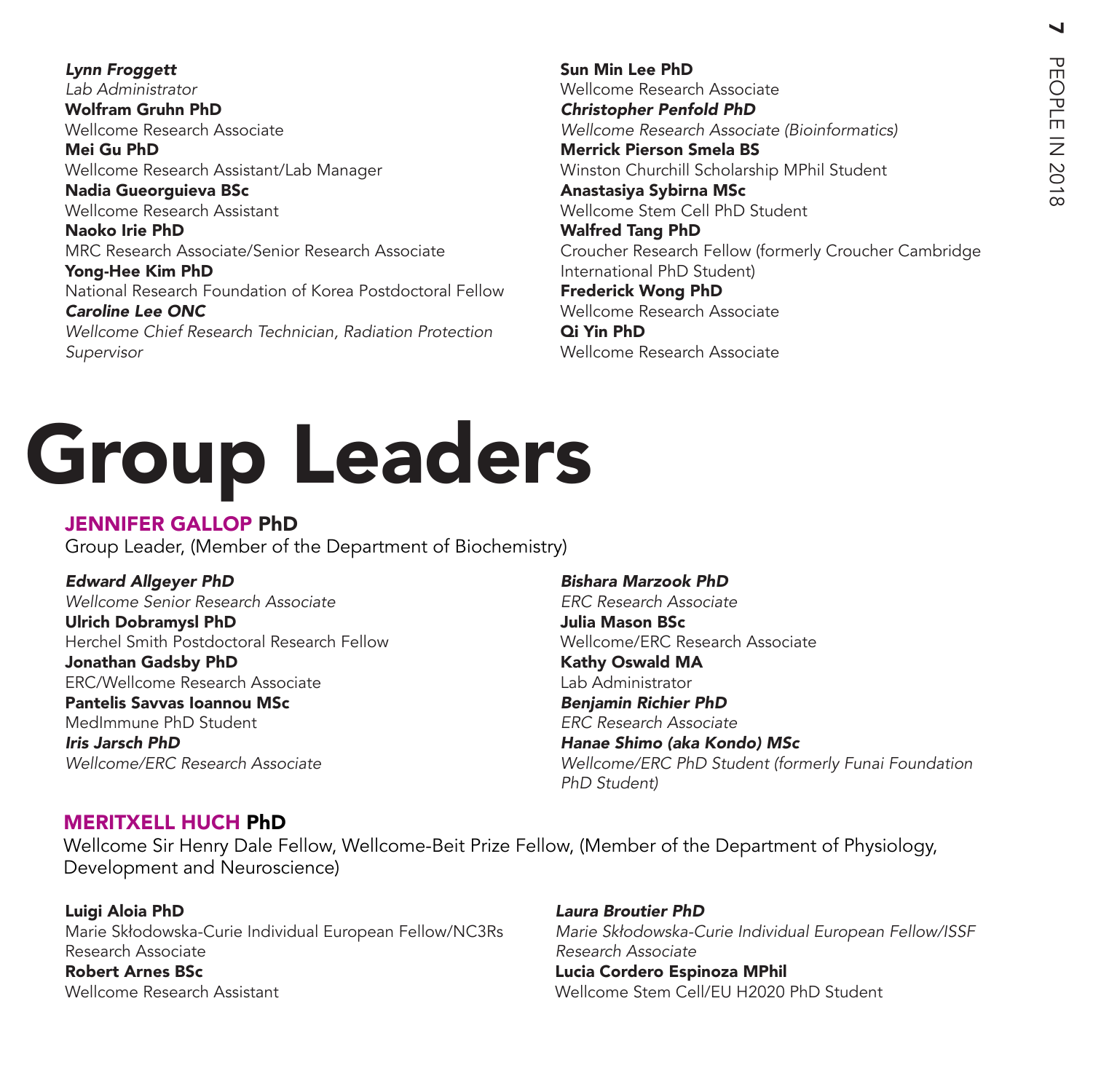***Lynn Froggett***
*Lab Administrator*
**Wolfram Gruhn PhD**
Wellcome Research Associate
**Mei Gu PhD**
Wellcome Research Assistant/Lab Manager
**Nadia Gueorguieva BSc**
Wellcome Research Assistant
**Naoko Irie PhD**
MRC Research Associate/Senior Research Associate
**Yong-Hee Kim PhD**
National Research Foundation of Korea Postdoctoral Fellow
***Caroline Lee ONC***
*Wellcome Chief Research Technician, Radiation Protection Supervisor*
**Sun Min Lee PhD**
Wellcome Research Associate
***Christopher Penfold PhD***
*Wellcome Research Associate (Bioinformatics)*
**Merrick Pierson Smela BS**
Winston Churchill Scholarship MPhil Student
**Anastasiya Sybirna MSc**
Wellcome Stem Cell PhD Student
**Walfred Tang PhD**
Croucher Research Fellow (formerly Croucher Cambridge International PhD Student)
**Frederick Wong PhD**
Wellcome Research Associate
**Qi Yin PhD**
Wellcome Research Associate

# Group Leaders

## JENNIFER GALLOP PhD

Group Leader, (Member of the Department of Biochemistry)

***Edward Allgeyer PhD***
*Wellcome Senior Research Associate*
**Ulrich Dobramysl PhD**
Herchel Smith Postdoctoral Research Fellow
**Jonathan Gadsby PhD**
ERC/Wellcome Research Associate
**Pantelis Savvas Ioannou MSc**
MedImmune PhD Student
***Iris Jarsch PhD***
*Wellcome/ERC Research Associate*
***Bishara Marzook PhD***
*ERC Research Associate*
**Julia Mason BSc**
Wellcome/ERC Research Associate
**Kathy Oswald MA**
Lab Administrator
***Benjamin Richier PhD***
*ERC Research Associate*
***Hanae Shimo (aka Kondo) MSc***
*Wellcome/ERC PhD Student (formerly Funai Foundation PhD Student)*

## MERITXELL HUCH PhD

Wellcome Sir Henry Dale Fellow, Wellcome-Beit Prize Fellow, (Member of the Department of Physiology, Development and Neuroscience)

**Luigi Aloia PhD**
Marie Skłodowska-Curie Individual European Fellow/NC3Rs Research Associate
**Robert Arnes BSc**
Wellcome Research Assistant
***Laura Broutier PhD***
*Marie Skłodowska-Curie Individual European Fellow/ISSF Research Associate*
**Lucia Cordero Espinoza MPhil**
Wellcome Stem Cell/EU H2020 PhD Student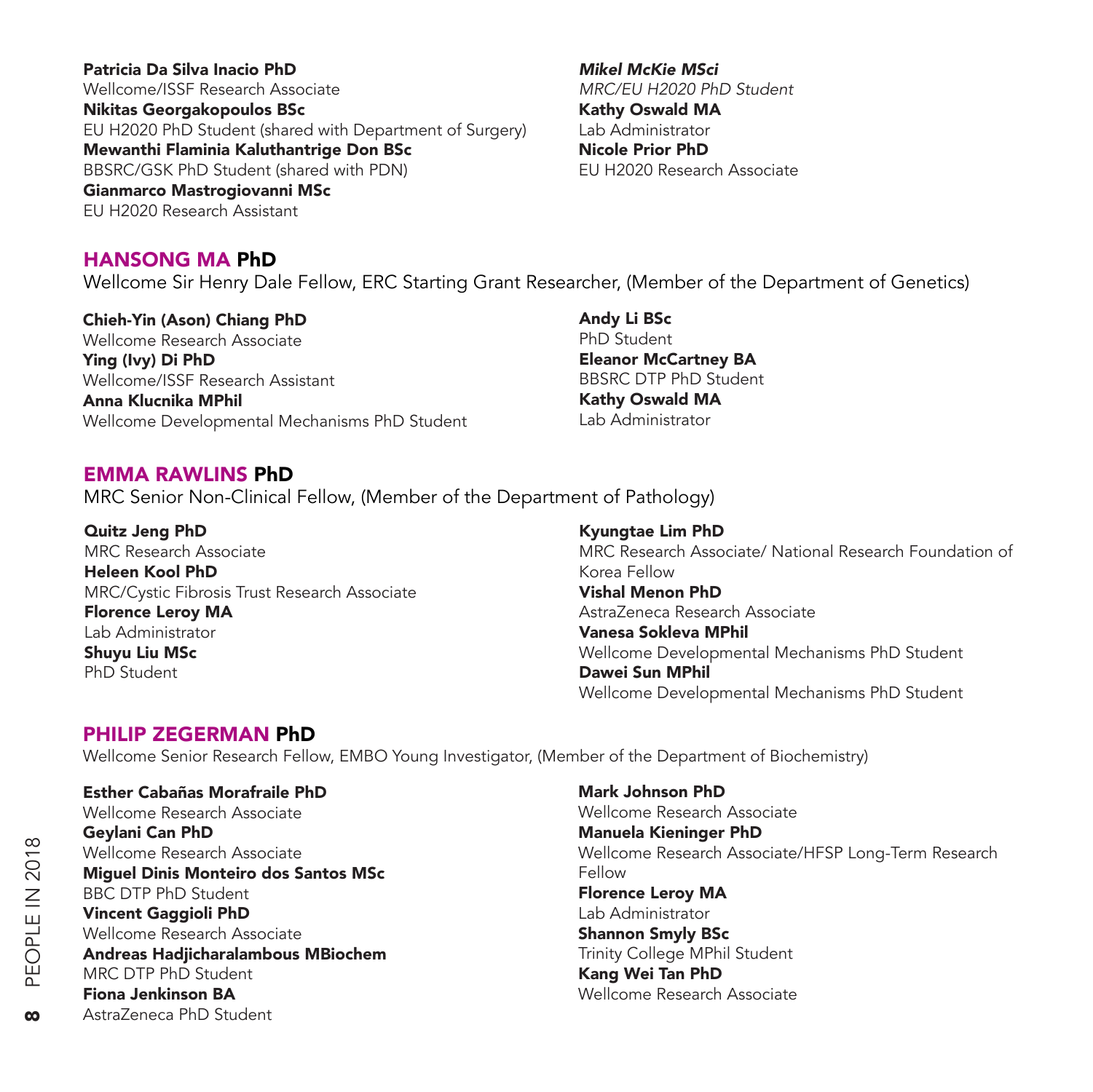**Patricia Da Silva Inacio PhD**
Wellcome/ISSF Research Associate
**Nikitas Georgakopoulos BSc**
EU H2020 PhD Student (shared with Department of Surgery)
**Mewanthi Flaminia Kaluthantrige Don BSc**
BBSRC/GSK PhD Student (shared with PDN)
**Gianmarco Mastrogiovanni MSc**
EU H2020 Research Assistant
***Mikel McKie MSci***
*MRC/EU H2020 PhD Student*
**Kathy Oswald MA**
Lab Administrator
**Nicole Prior PhD**
EU H2020 Research Associate

## HANSONG MA PhD

Wellcome Sir Henry Dale Fellow, ERC Starting Grant Researcher, (Member of the Department of Genetics)

**Chieh-Yin (Ason) Chiang PhD**
Wellcome Research Associate
**Ying (Ivy) Di PhD**
Wellcome/ISSF Research Assistant
**Anna Klucnika MPhil**
Wellcome Developmental Mechanisms PhD Student
**Andy Li BSc**
PhD Student
**Eleanor McCartney BA**
BBSRC DTP PhD Student
**Kathy Oswald MA**
Lab Administrator

## EMMA RAWLINS PhD

MRC Senior Non-Clinical Fellow, (Member of the Department of Pathology)

**Quitz Jeng PhD**
MRC Research Associate
**Heleen Kool PhD**
MRC/Cystic Fibrosis Trust Research Associate
**Florence Leroy MA**
Lab Administrator
**Shuyu Liu MSc**
PhD Student
**Kyungtae Lim PhD**
MRC Research Associate/ National Research Foundation of Korea Fellow
**Vishal Menon PhD**
AstraZeneca Research Associate
**Vanesa Sokleva MPhil**
Wellcome Developmental Mechanisms PhD Student
**Dawei Sun MPhil**
Wellcome Developmental Mechanisms PhD Student

## PHILIP ZEGERMAN PhD

Wellcome Senior Research Fellow, EMBO Young Investigator, (Member of the Department of Biochemistry)

**Esther Cabañas Morafraile PhD**
Wellcome Research Associate
**Geylani Can PhD**
Wellcome Research Associate
**Miguel Dinis Monteiro dos Santos MSc**
BBC DTP PhD Student
**Vincent Gaggioli PhD**
Wellcome Research Associate
**Andreas Hadjicharalambous MBiochem**
MRC DTP PhD Student
**Fiona Jenkinson BA**
AstraZeneca PhD Student
**Mark Johnson PhD**
Wellcome Research Associate
**Manuela Kieninger PhD**
Wellcome Research Associate/HFSP Long-Term Research Fellow
**Florence Leroy MA**
Lab Administrator
**Shannon Smyly BSc**
Trinity College MPhil Student
**Kang Wei Tan PhD**
Wellcome Research Associate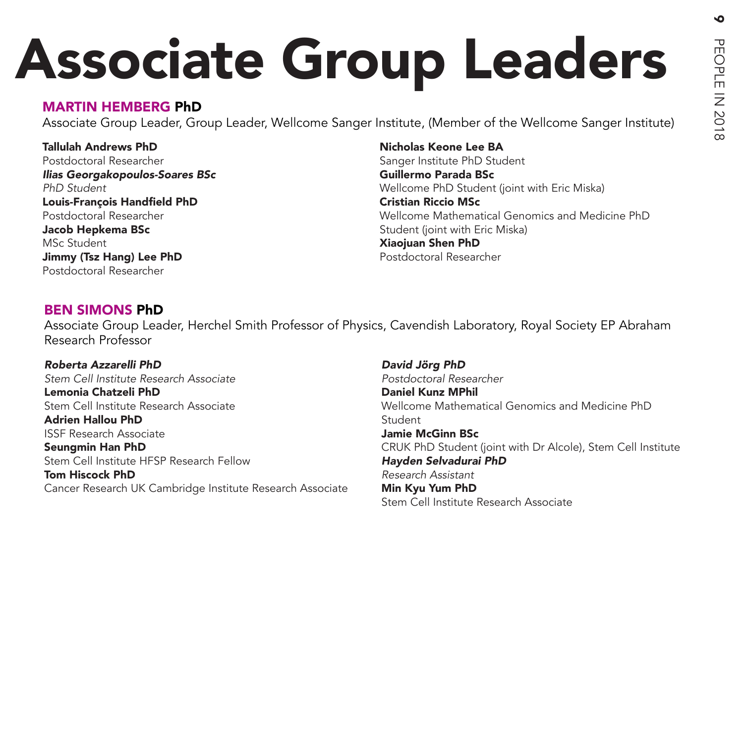# Associate Group Leaders

## MARTIN HEMBERG PhD

Associate Group Leader, Group Leader, Wellcome Sanger Institute, (Member of the Wellcome Sanger Institute)

**Tallulah Andrews PhD**
Postdoctoral Researcher
***Ilias Georgakopoulos-Soares BSc***
*PhD Student*
**Louis-François Handfield PhD**
Postdoctoral Researcher
**Jacob Hepkema BSc**
MSc Student
**Jimmy (Tsz Hang) Lee PhD**
Postdoctoral Researcher
**Nicholas Keone Lee BA**
Sanger Institute PhD Student
**Guillermo Parada BSc**
Wellcome PhD Student (joint with Eric Miska)
**Cristian Riccio MSc**
Wellcome Mathematical Genomics and Medicine PhD Student (joint with Eric Miska)
**Xiaojuan Shen PhD**
Postdoctoral Researcher

## BEN SIMONS PhD

Associate Group Leader, Herchel Smith Professor of Physics, Cavendish Laboratory, Royal Society EP Abraham Research Professor

***Roberta Azzarelli PhD***
*Stem Cell Institute Research Associate*
**Lemonia Chatzeli PhD**
Stem Cell Institute Research Associate
**Adrien Hallou PhD**
ISSF Research Associate
**Seungmin Han PhD**
Stem Cell Institute HFSP Research Fellow
**Tom Hiscock PhD**
Cancer Research UK Cambridge Institute Research Associate
***David Jörg PhD***
*Postdoctoral Researcher*
**Daniel Kunz MPhil**
Wellcome Mathematical Genomics and Medicine PhD Student
**Jamie McGinn BSc**
CRUK PhD Student (joint with Dr Alcole), Stem Cell Institute
***Hayden Selvadurai PhD***
*Research Assistant*
**Min Kyu Yum PhD**
Stem Cell Institute Research Associate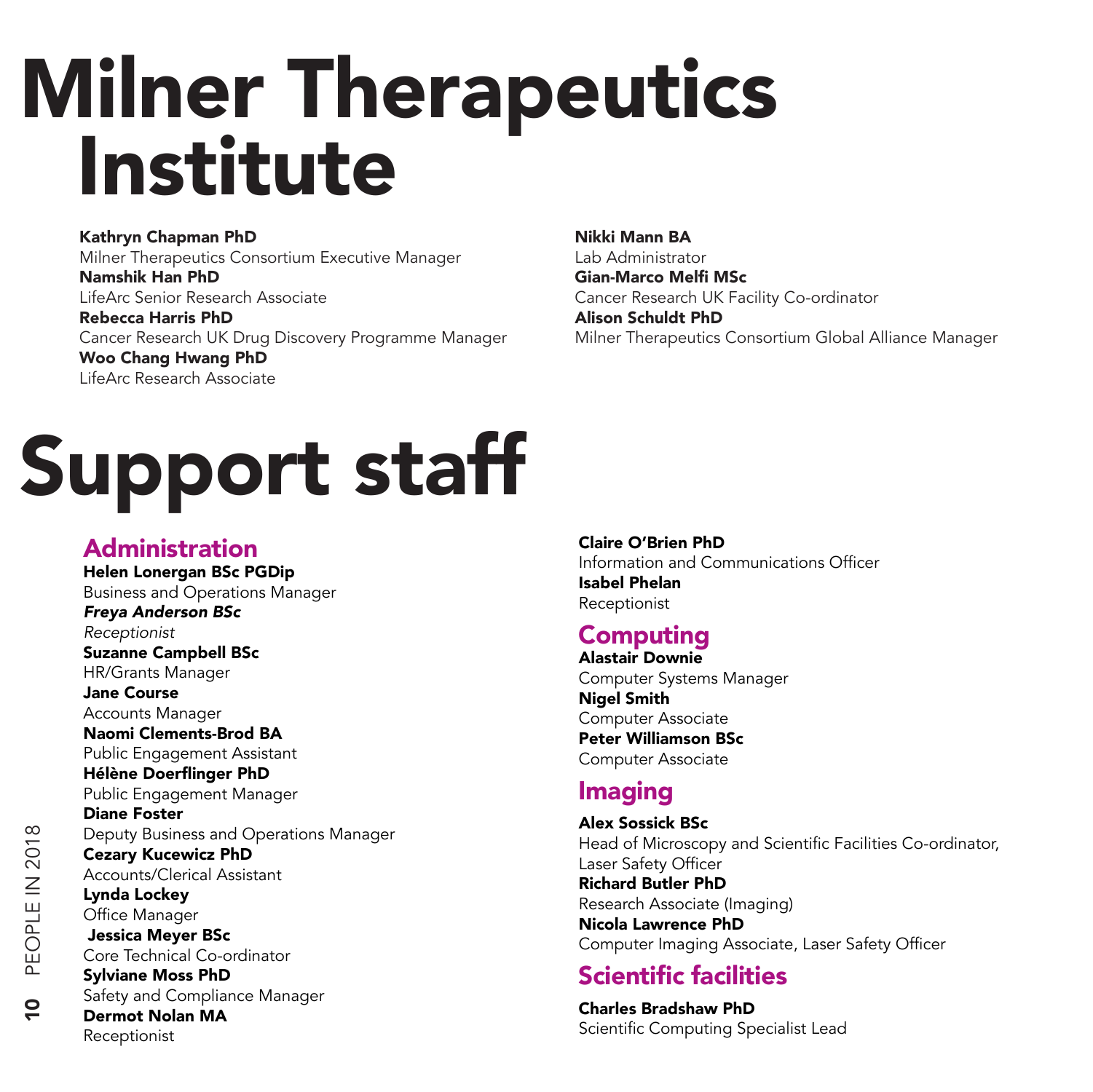# Milner Therapeutics Institute

**Kathryn Chapman PhD**
Milner Therapeutics Consortium Executive Manager
**Namshik Han PhD**
LifeArc Senior Research Associate
**Rebecca Harris PhD**
Cancer Research UK Drug Discovery Programme Manager
**Woo Chang Hwang PhD**
LifeArc Research Associate
**Nikki Mann BA**
Lab Administrator
**Gian-Marco Melfi MSc**
Cancer Research UK Facility Co-ordinator
**Alison Schuldt PhD**
Milner Therapeutics Consortium Global Alliance Manager

# Support staff

## Administration

**Helen Lonergan BSc PGDip**
Business and Operations Manager
***Freya Anderson BSc***
*Receptionist*
**Suzanne Campbell BSc**
HR/Grants Manager
**Jane Course**
Accounts Manager
**Naomi Clements-Brod BA**
Public Engagement Assistant
**Hélène Doerflinger PhD**
Public Engagement Manager
**Diane Foster**
Deputy Business and Operations Manager
**Cezary Kucewicz PhD**
Accounts/Clerical Assistant
**Lynda Lockey**
Office Manager
**Jessica Meyer BSc**
Core Technical Co-ordinator
**Sylviane Moss PhD**
Safety and Compliance Manager
**Dermot Nolan MA**
Receptionist
**Claire O'Brien PhD**
Information and Communications Officer
**Isabel Phelan**
Receptionist

## Computing

**Alastair Downie**
Computer Systems Manager
**Nigel Smith**
Computer Associate
**Peter Williamson BSc**
Computer Associate

## Imaging

**Alex Sossick BSc**
Head of Microscopy and Scientific Facilities Co-ordinator, Laser Safety Officer
**Richard Butler PhD**
Research Associate (Imaging)
**Nicola Lawrence PhD**
Computer Imaging Associate, Laser Safety Officer

## Scientific facilities

**Charles Bradshaw PhD**
Scientific Computing Specialist Lead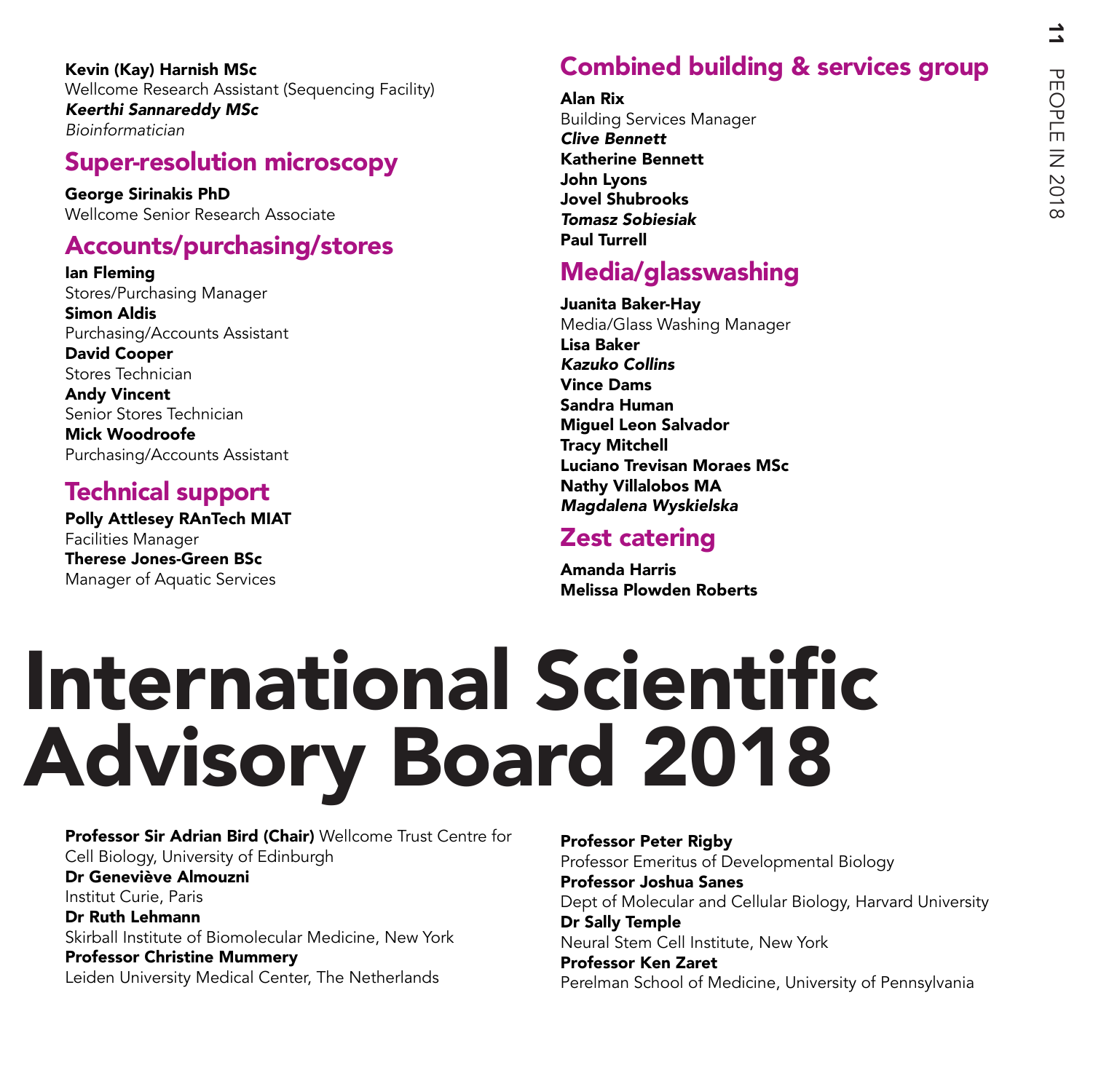**Kevin (Kay) Harnish MSc**
Wellcome Research Assistant (Sequencing Facility)
***Keerthi Sannareddy MSc***
*Bioinformatician*

## Super-resolution microscopy

**George Sirinakis PhD**
Wellcome Senior Research Associate

## Accounts/purchasing/stores

**Ian Fleming**
Stores/Purchasing Manager
**Simon Aldis**
Purchasing/Accounts Assistant
**David Cooper**
Stores Technician
**Andy Vincent**
Senior Stores Technician
**Mick Woodroofe**
Purchasing/Accounts Assistant

## Technical support

**Polly Attlesey RAnTech MIAT**
Facilities Manager
**Therese Jones-Green BSc**
Manager of Aquatic Services

## Combined building & services group

**Alan Rix**
Building Services Manager
***Clive Bennett***
**Katherine Bennett**
**John Lyons**
**Jovel Shubrooks**
***Tomasz Sobiesiak***
**Paul Turrell**

## Media/glasswashing

**Juanita Baker-Hay**
Media/Glass Washing Manager
**Lisa Baker**
***Kazuko Collins***
**Vince Dams**
**Sandra Human**
**Miguel Leon Salvador**
**Tracy Mitchell**
**Luciano Trevisan Moraes MSc**
**Nathy Villalobos MA**
***Magdalena Wyskielska***

## Zest catering

**Amanda Harris**
**Melissa Plowden Roberts**

# International Scientific Advisory Board 2018

**Professor Sir Adrian Bird (Chair)** Wellcome Trust Centre for Cell Biology, University of Edinburgh
**Dr Geneviève Almouzni**
Institut Curie, Paris
**Dr Ruth Lehmann**
Skirball Institute of Biomolecular Medicine, New York
**Professor Christine Mummery**
Leiden University Medical Center, The Netherlands
**Professor Peter Rigby**
Professor Emeritus of Developmental Biology
**Professor Joshua Sanes**
Dept of Molecular and Cellular Biology, Harvard University
**Dr Sally Temple**
Neural Stem Cell Institute, New York
**Professor Ken Zaret**
Perelman School of Medicine, University of Pennsylvania